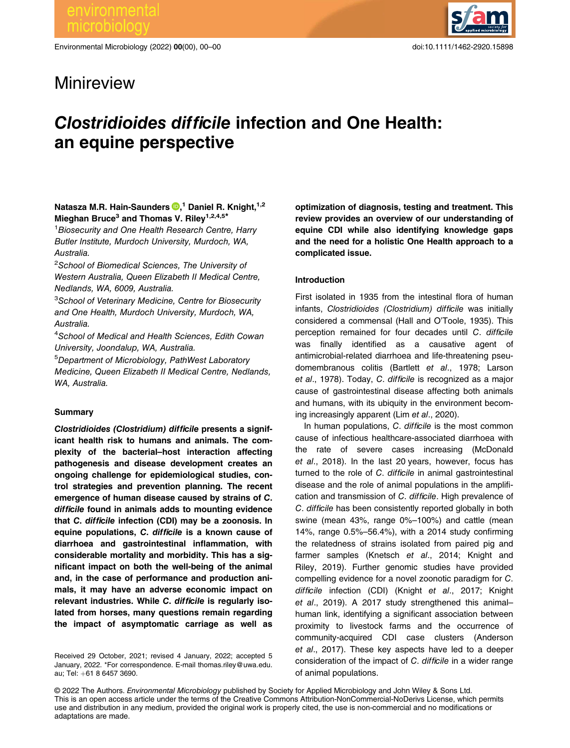Minireview

# *Clostridioides difficile* infection and One Health: an equine perspective

**Natasza M.R. Hain-Saunders**[1] **Daniel R. Knight,**[1,2] **Mieghan Bruce**[3] **and Thomas V. Riley**[1,2,4,5*]

[1]*Biosecurity and One Health Research Centre, Harry Butler Institute, Murdoch University, Murdoch, WA, Australia.*

[2]*School of Biomedical Sciences, The University of Western Australia, Queen Elizabeth II Medical Centre, Nedlands, WA, 6009, Australia.*

[3]*School of Veterinary Medicine, Centre for Biosecurity and One Health, Murdoch University, Murdoch, WA, Australia.*

[4]*School of Medical and Health Sciences, Edith Cowan University, Joondalup, WA, Australia.*

[5]*Department of Microbiology, PathWest Laboratory Medicine, Queen Elizabeth II Medical Centre, Nedlands, WA, Australia.*

### Summary

***Clostridioides (Clostridium) difficile* presents a significant health risk to humans and animals. The complexity of the bacterial–host interaction affecting pathogenesis and disease development creates an ongoing challenge for epidemiological studies, control strategies and prevention planning. The recent emergence of human disease caused by strains of *C. difficile* found in animals adds to mounting evidence that *C. difficile* infection (CDI) may be a zoonosis. In equine populations, *C. difficile* is a known cause of diarrhoea and gastrointestinal inflammation, with considerable mortality and morbidity. This has a significant impact on both the well-being of the animal and, in the case of performance and production animals, it may have an adverse economic impact on relevant industries. While *C. difficile* is regularly isolated from horses, many questions remain regarding the impact of asymptomatic carriage as well as optimization of diagnosis, testing and treatment. This review provides an overview of our understanding of equine CDI while also identifying knowledge gaps and the need for a holistic One Health approach to a complicated issue.**

Received 29 October, 2021; revised 4 January, 2022; accepted 5 January, 2022. *For correspondence. E-mail thomas.riley@uwa.edu.au; Tel: +61 8 6457 3690.

### Introduction

First isolated in 1935 from the intestinal flora of human infants, *Clostridioides (Clostridium) difficile* was initially considered a commensal (Hall and O'Toole, 1935). This perception remained for four decades until *C. difficile* was finally identified as a causative agent of antimicrobial-related diarrhoea and life-threatening pseudomembranous colitis (Bartlett *et al*., 1978; Larson *et al*., 1978). Today, *C. difficile* is recognized as a major cause of gastrointestinal disease affecting both animals and humans, with its ubiquity in the environment becoming increasingly apparent (Lim *et al*., 2020).

In human populations, *C. difficile* is the most common cause of infectious healthcare-associated diarrhoea with the rate of severe cases increasing (McDonald *et al*., 2018). In the last 20 years, however, focus has turned to the role of *C. difficile* in animal gastrointestinal disease and the role of animal populations in the amplification and transmission of *C. difficile*. High prevalence of *C. difficile* has been consistently reported globally in both swine (mean 43%, range 0%–100%) and cattle (mean 14%, range 0.5%–56.4%), with a 2014 study confirming the relatedness of strains isolated from paired pig and farmer samples (Knetsch *et al*., 2014; Knight and Riley, 2019). Further genomic studies have provided compelling evidence for a novel zoonotic paradigm for *C. difficile* infection (CDI) (Knight *et al*., 2017; Knight *et al*., 2019). A 2017 study strengthened this animal–human link, identifying a significant association between proximity to livestock farms and the occurrence of community-acquired CDI case clusters (Anderson *et al*., 2017). These key aspects have led to a deeper consideration of the impact of *C. difficile* in a wider range of animal populations.

© 2022 The Authors. *Environmental Microbiology* published by Society for Applied Microbiology and John Wiley & Sons Ltd. This is an open access article under the terms of the Creative Commons Attribution-NonCommercial-NoDerivs License, which permits use and distribution in any medium, provided the original work is properly cited, the use is non-commercial and no modifications or adaptations are made.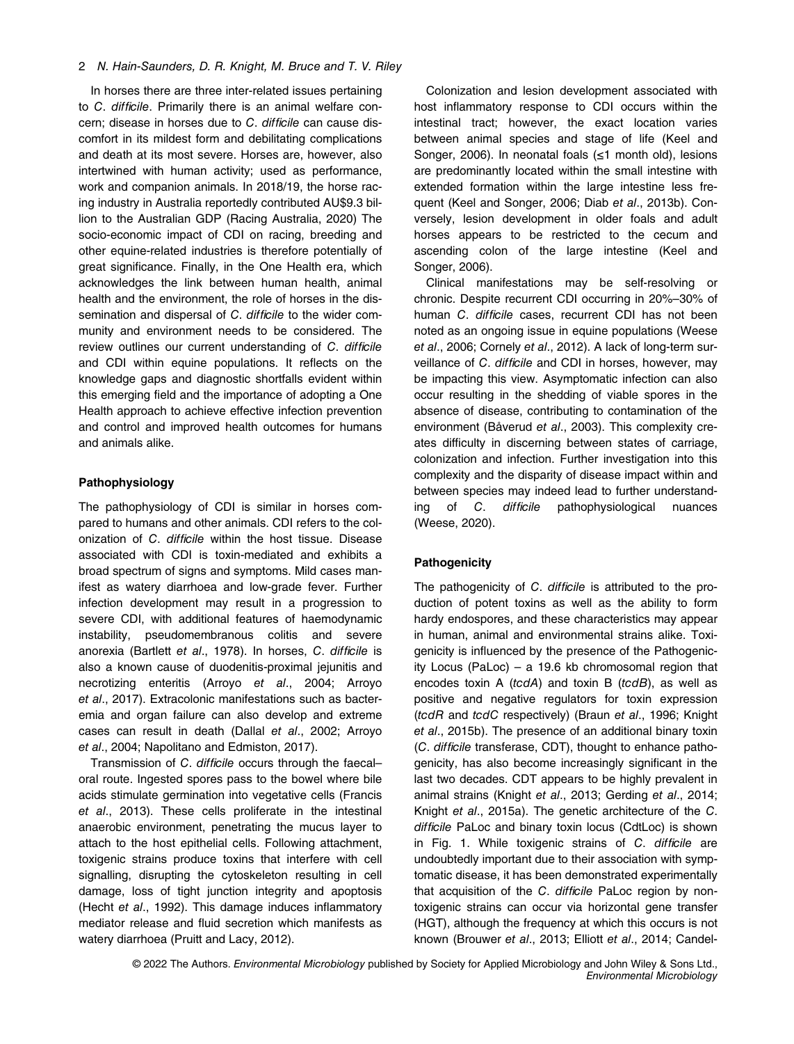In horses there are three inter-related issues pertaining to *C. difficile*. Primarily there is an animal welfare concern; disease in horses due to *C. difficile* can cause discomfort in its mildest form and debilitating complications and death at its most severe. Horses are, however, also intertwined with human activity; used as performance, work and companion animals. In 2018/19, the horse racing industry in Australia reportedly contributed AU$9.3 billion to the Australian GDP (Racing Australia, 2020) The socio-economic impact of CDI on racing, breeding and other equine-related industries is therefore potentially of great significance. Finally, in the One Health era, which acknowledges the link between human health, animal health and the environment, the role of horses in the dissemination and dispersal of *C. difficile* to the wider community and environment needs to be considered. The review outlines our current understanding of *C. difficile* and CDI within equine populations. It reflects on the knowledge gaps and diagnostic shortfalls evident within this emerging field and the importance of adopting a One Health approach to achieve effective infection prevention and control and improved health outcomes for humans and animals alike.

## Pathophysiology

The pathophysiology of CDI is similar in horses compared to humans and other animals. CDI refers to the colonization of *C. difficile* within the host tissue. Disease associated with CDI is toxin-mediated and exhibits a broad spectrum of signs and symptoms. Mild cases manifest as watery diarrhoea and low-grade fever. Further infection development may result in a progression to severe CDI, with additional features of haemodynamic instability, pseudomembranous colitis and severe anorexia (Bartlett *et al*., 1978). In horses, *C. difficile* is also a known cause of duodenitis-proximal jejunitis and necrotizing enteritis (Arroyo *et al*., 2004; Arroyo *et al*., 2017). Extracolonic manifestations such as bacteremia and organ failure can also develop and extreme cases can result in death (Dallal *et al*., 2002; Arroyo *et al*., 2004; Napolitano and Edmiston, 2017).

Transmission of *C. difficile* occurs through the faecal–oral route. Ingested spores pass to the bowel where bile acids stimulate germination into vegetative cells (Francis *et al*., 2013). These cells proliferate in the intestinal anaerobic environment, penetrating the mucus layer to attach to the host epithelial cells. Following attachment, toxigenic strains produce toxins that interfere with cell signalling, disrupting the cytoskeleton resulting in cell damage, loss of tight junction integrity and apoptosis (Hecht *et al*., 1992). This damage induces inflammatory mediator release and fluid secretion which manifests as watery diarrhoea (Pruitt and Lacy, 2012).

Colonization and lesion development associated with host inflammatory response to CDI occurs within the intestinal tract; however, the exact location varies between animal species and stage of life (Keel and Songer, 2006). In neonatal foals (≤1 month old), lesions are predominantly located within the small intestine with extended formation within the large intestine less frequent (Keel and Songer, 2006; Diab *et al*., 2013b). Conversely, lesion development in older foals and adult horses appears to be restricted to the cecum and ascending colon of the large intestine (Keel and Songer, 2006).

Clinical manifestations may be self-resolving or chronic. Despite recurrent CDI occurring in 20%–30% of human *C. difficile* cases, recurrent CDI has not been noted as an ongoing issue in equine populations (Weese *et al*., 2006; Cornely *et al*., 2012). A lack of long-term surveillance of *C. difficile* and CDI in horses, however, may be impacting this view. Asymptomatic infection can also occur resulting in the shedding of viable spores in the absence of disease, contributing to contamination of the environment (Båverud *et al*., 2003). This complexity creates difficulty in discerning between states of carriage, colonization and infection. Further investigation into this complexity and the disparity of disease impact within and between species may indeed lead to further understanding of *C. difficile* pathophysiological nuances (Weese, 2020).

## Pathogenicity

The pathogenicity of *C. difficile* is attributed to the production of potent toxins as well as the ability to form hardy endospores, and these characteristics may appear in human, animal and environmental strains alike. Toxigenicity is influenced by the presence of the Pathogenicity Locus (PaLoc) – a 19.6 kb chromosomal region that encodes toxin A (*tcdA*) and toxin B (*tcdB*), as well as positive and negative regulators for toxin expression (*tcdR* and *tcdC* respectively) (Braun *et al*., 1996; Knight *et al*., 2015b). The presence of an additional binary toxin (*C. difficile* transferase, CDT), thought to enhance pathogenicity, has also become increasingly significant in the last two decades. CDT appears to be highly prevalent in animal strains (Knight *et al*., 2013; Gerding *et al*., 2014; Knight *et al*., 2015a). The genetic architecture of the *C. difficile* PaLoc and binary toxin locus (CdtLoc) is shown in Fig. 1. While toxigenic strains of *C. difficile* are undoubtedly important due to their association with symptomatic disease, it has been demonstrated experimentally that acquisition of the *C. difficile* PaLoc region by non-toxigenic strains can occur via horizontal gene transfer (HGT), although the frequency at which this occurs is not known (Brouwer *et al*., 2013; Elliott *et al*., 2014; Candel-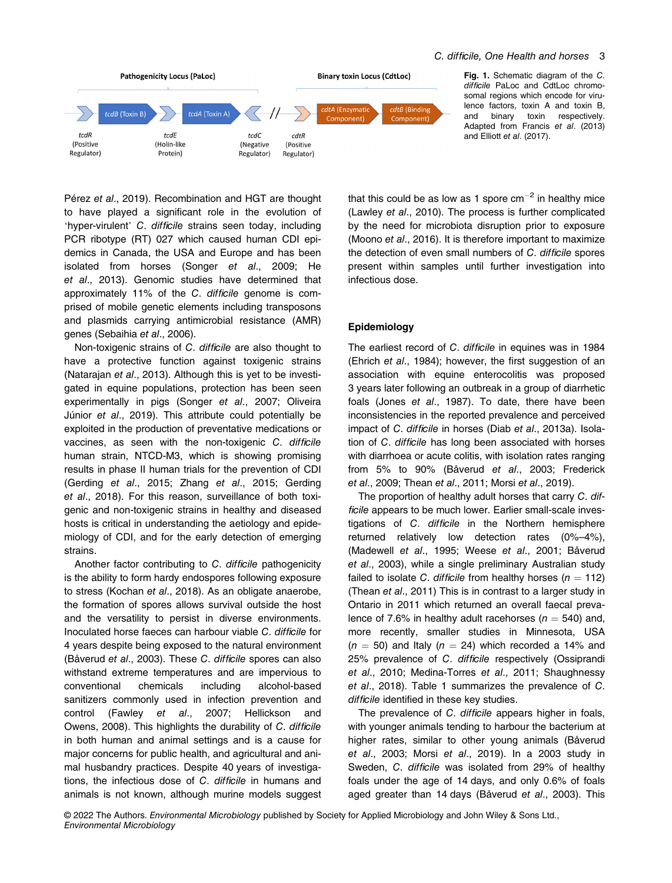Pathogenicity Locus (PaLoc) | Binary toxin Locus (CdtLoc)

tcdR (Positive Regulator) — tcdB (Toxin B) — tcdE (Holin-like Protein) — tcdA (Toxin A) — tcdC (Negative Regulator) // cdtR (Positive Regulator) — cdtA (Enzymatic Component) — cdtB (Binding Component)

**Fig. 1.** Schematic diagram of the *C. difficile* PaLoc and CdtLoc chromosomal regions which encode for virulence factors, toxin A and toxin B, and binary toxin respectively. Adapted from Francis *et al*. (2013) and Elliott *et al*. (2017).

Pérez *et al*., 2019). Recombination and HGT are thought to have played a significant role in the evolution of 'hyper-virulent' *C. difficile* strains seen today, including PCR ribotype (RT) 027 which caused human CDI epidemics in Canada, the USA and Europe and has been isolated from horses (Songer *et al*., 2009; He *et al*., 2013). Genomic studies have determined that approximately 11% of the *C. difficile* genome is comprised of mobile genetic elements including transposons and plasmids carrying antimicrobial resistance (AMR) genes (Sebaihia *et al*., 2006).

Non-toxigenic strains of *C. difficile* are also thought to have a protective function against toxigenic strains (Natarajan *et al*., 2013). Although this is yet to be investigated in equine populations, protection has been seen experimentally in pigs (Songer *et al*., 2007; Oliveira Júnior *et al*., 2019). This attribute could potentially be exploited in the production of preventative medications or vaccines, as seen with the non-toxigenic *C. difficile* human strain, NTCD-M3, which is showing promising results in phase II human trials for the prevention of CDI (Gerding *et al*., 2015; Zhang *et al*., 2015; Gerding *et al*., 2018). For this reason, surveillance of both toxigenic and non-toxigenic strains in healthy and diseased hosts is critical in understanding the aetiology and epidemiology of CDI, and for the early detection of emerging strains.

Another factor contributing to *C. difficile* pathogenicity is the ability to form hardy endospores following exposure to stress (Kochan *et al*., 2018). As an obligate anaerobe, the formation of spores allows survival outside the host and the versatility to persist in diverse environments. Inoculated horse faeces can harbour viable *C. difficile* for 4 years despite being exposed to the natural environment (Båverud *et al*., 2003). These *C. difficile* spores can also withstand extreme temperatures and are impervious to conventional chemicals including alcohol-based sanitizers commonly used in infection prevention and control (Fawley *et al*., 2007; Hellickson and Owens, 2008). This highlights the durability of *C. difficile* in both human and animal settings and is a cause for major concerns for public health, and agricultural and animal husbandry practices. Despite 40 years of investigations, the infectious dose of *C. difficile* in humans and animals is not known, although murine models suggest that this could be as low as 1 spore $cm^{-2}$ in healthy mice (Lawley *et al*., 2010). The process is further complicated by the need for microbiota disruption prior to exposure (Moono *et al*., 2016). It is therefore important to maximize the detection of even small numbers of *C. difficile* spores present within samples until further investigation into infectious dose.

## Epidemiology

The earliest record of *C. difficile* in equines was in 1984 (Ehrich *et al*., 1984); however, the first suggestion of an association with equine enterocolitis was proposed 3 years later following an outbreak in a group of diarrhetic foals (Jones *et al*., 1987). To date, there have been inconsistencies in the reported prevalence and perceived impact of *C. difficile* in horses (Diab *et al*., 2013a). Isolation of *C. difficile* has long been associated with horses with diarrhoea or acute colitis, with isolation rates ranging from 5% to 90% (Båverud *et al*., 2003; Frederick *et al*., 2009; Thean *et al*., 2011; Morsi *et al*., 2019).

The proportion of healthy adult horses that carry *C. difficile* appears to be much lower. Earlier small-scale investigations of *C. difficile* in the Northern hemisphere returned relatively low detection rates (0%–4%), (Madewell *et al*., 1995; Weese *et al*., 2001; Båverud *et al*., 2003), while a single preliminary Australian study failed to isolate *C. difficile* from healthy horses ($n = 112$) (Thean *et al*., 2011) This is in contrast to a larger study in Ontario in 2011 which returned an overall faecal prevalence of 7.6% in healthy adult racehorses ($n = 540$) and, more recently, smaller studies in Minnesota, USA ($n = 50$) and Italy ($n = 24$) which recorded a 14% and 25% prevalence of *C. difficile* respectively (Ossiprandi *et al*., 2010; Medina-Torres *et al*., 2011; Shaughnessy *et al*., 2018). Table 1 summarizes the prevalence of *C. difficile* identified in these key studies.

The prevalence of *C. difficile* appears higher in foals, with younger animals tending to harbour the bacterium at higher rates, similar to other young animals (Båverud *et al*., 2003; Morsi *et al*., 2019). In a 2003 study in Sweden, *C. difficile* was isolated from 29% of healthy foals under the age of 14 days, and only 0.6% of foals aged greater than 14 days (Båverud *et al*., 2003). This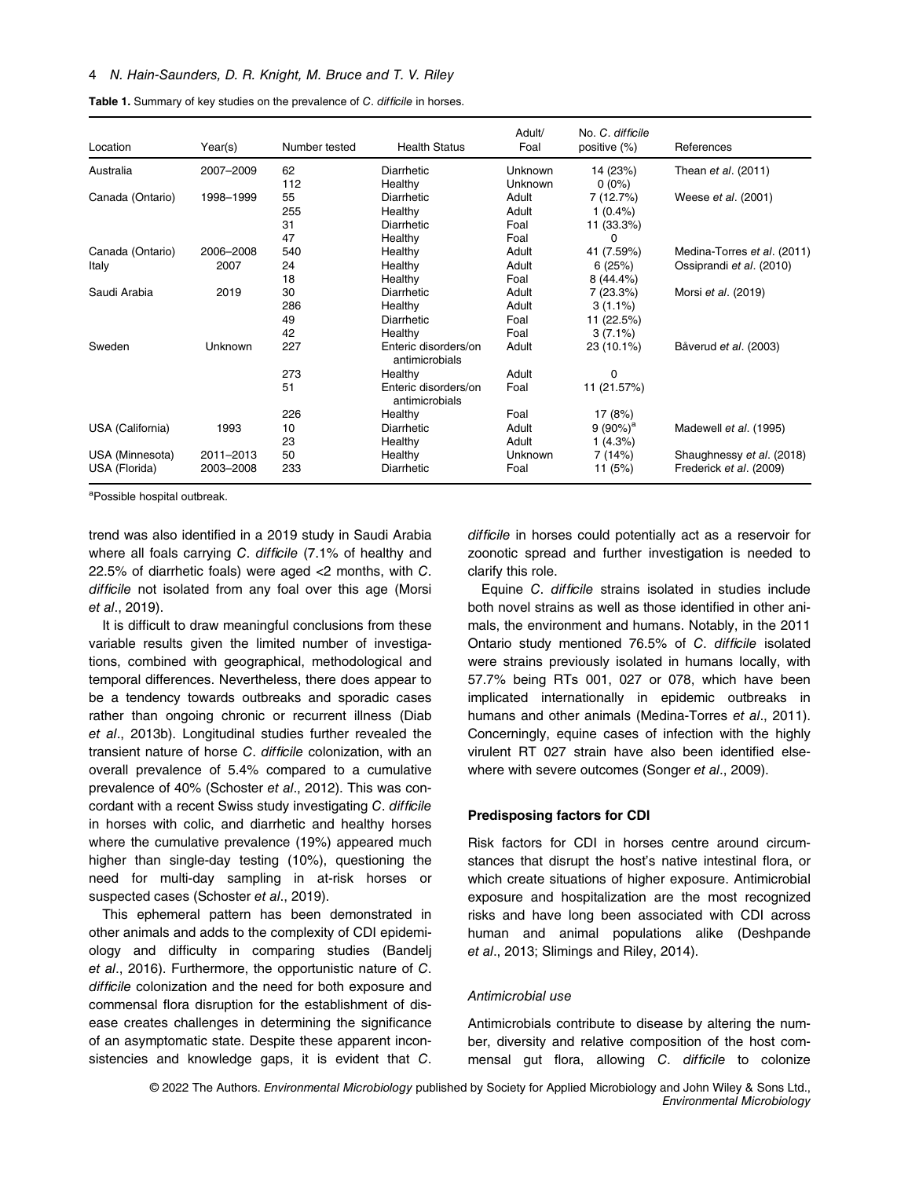**Table 1.** Summary of key studies on the prevalence of *C. difficile* in horses.

| Location | Year(s) | Number tested | Health Status | Adult/ Foal | No. *C. difficile* positive (%) | References |
|---|---|---|---|---|---|---|
| Australia | 2007–2009 | 62 | Diarrhetic | Unknown | 14 (23%) | Thean *et al*. (2011) |
| | | 112 | Healthy | Unknown | 0 (0%) | |
| Canada (Ontario) | 1998–1999 | 55 | Diarrhetic | Adult | 7 (12.7%) | Weese *et al*. (2001) |
| | | 255 | Healthy | Adult | 1 (0.4%) | |
| | | 31 | Diarrhetic | Foal | 11 (33.3%) | |
| | | 47 | Healthy | Foal | 0 | |
| Canada (Ontario) | 2006–2008 | 540 | Healthy | Adult | 41 (7.59%) | Medina-Torres *et al*. (2011) |
| Italy | 2007 | 24 | Healthy | Adult | 6 (25%) | Ossiprandi *et al*. (2010) |
| | | 18 | Healthy | Foal | 8 (44.4%) | |
| Saudi Arabia | 2019 | 30 | Diarrhetic | Adult | 7 (23.3%) | Morsi *et al*. (2019) |
| | | 286 | Healthy | Adult | 3 (1.1%) | |
| | | 49 | Diarrhetic | Foal | 11 (22.5%) | |
| | | 42 | Healthy | Foal | 3 (7.1%) | |
| Sweden | Unknown | 227 | Enteric disorders/on antimicrobials | Adult | 23 (10.1%) | Båverud *et al*. (2003) |
| | | 273 | Healthy | Adult | 0 | |
| | | 51 | Enteric disorders/on antimicrobials | Foal | 11 (21.57%) | |
| | | 226 | Healthy | Foal | 17 (8%) | |
| USA (California) | 1993 | 10 | Diarrhetic | Adult | 9 (90%)[a] | Madewell *et al*. (1995) |
| | | 23 | Healthy | Adult | 1 (4.3%) | |
| USA (Minnesota) | 2011–2013 | 50 | Healthy | Unknown | 7 (14%) | Shaughnessy *et al*. (2018) |
| USA (Florida) | 2003–2008 | 233 | Diarrhetic | Foal | 11 (5%) | Frederick *et al*. (2009) |

[a]Possible hospital outbreak.

trend was also identified in a 2019 study in Saudi Arabia where all foals carrying *C. difficile* (7.1% of healthy and 22.5% of diarrhetic foals) were aged <2 months, with *C. difficile* not isolated from any foal over this age (Morsi *et al*., 2019).

It is difficult to draw meaningful conclusions from these variable results given the limited number of investigations, combined with geographical, methodological and temporal differences. Nevertheless, there does appear to be a tendency towards outbreaks and sporadic cases rather than ongoing chronic or recurrent illness (Diab *et al*., 2013b). Longitudinal studies further revealed the transient nature of horse *C. difficile* colonization, with an overall prevalence of 5.4% compared to a cumulative prevalence of 40% (Schoster *et al*., 2012). This was concordant with a recent Swiss study investigating *C. difficile* in horses with colic, and diarrhetic and healthy horses where the cumulative prevalence (19%) appeared much higher than single-day testing (10%), questioning the need for multi-day sampling in at-risk horses or suspected cases (Schoster *et al*., 2019).

This ephemeral pattern has been demonstrated in other animals and adds to the complexity of CDI epidemiology and difficulty in comparing studies (Bandelj *et al*., 2016). Furthermore, the opportunistic nature of *C. difficile* colonization and the need for both exposure and commensal flora disruption for the establishment of disease creates challenges in determining the significance of an asymptomatic state. Despite these apparent inconsistencies and knowledge gaps, it is evident that *C. difficile* in horses could potentially act as a reservoir for zoonotic spread and further investigation is needed to clarify this role.

Equine *C. difficile* strains isolated in studies include both novel strains as well as those identified in other animals, the environment and humans. Notably, in the 2011 Ontario study mentioned 76.5% of *C. difficile* isolated were strains previously isolated in humans locally, with 57.7% being RTs 001, 027 or 078, which have been implicated internationally in epidemic outbreaks in humans and other animals (Medina-Torres *et al*., 2011). Concerningly, equine cases of infection with the highly virulent RT 027 strain have also been identified elsewhere with severe outcomes (Songer *et al*., 2009).

### Predisposing factors for CDI

Risk factors for CDI in horses centre around circumstances that disrupt the host's native intestinal flora, or which create situations of higher exposure. Antimicrobial exposure and hospitalization are the most recognized risks and have long been associated with CDI across human and animal populations alike (Deshpande *et al*., 2013; Slimings and Riley, 2014).

#### *Antimicrobial use*

Antimicrobials contribute to disease by altering the number, diversity and relative composition of the host commensal gut flora, allowing *C. difficile* to colonize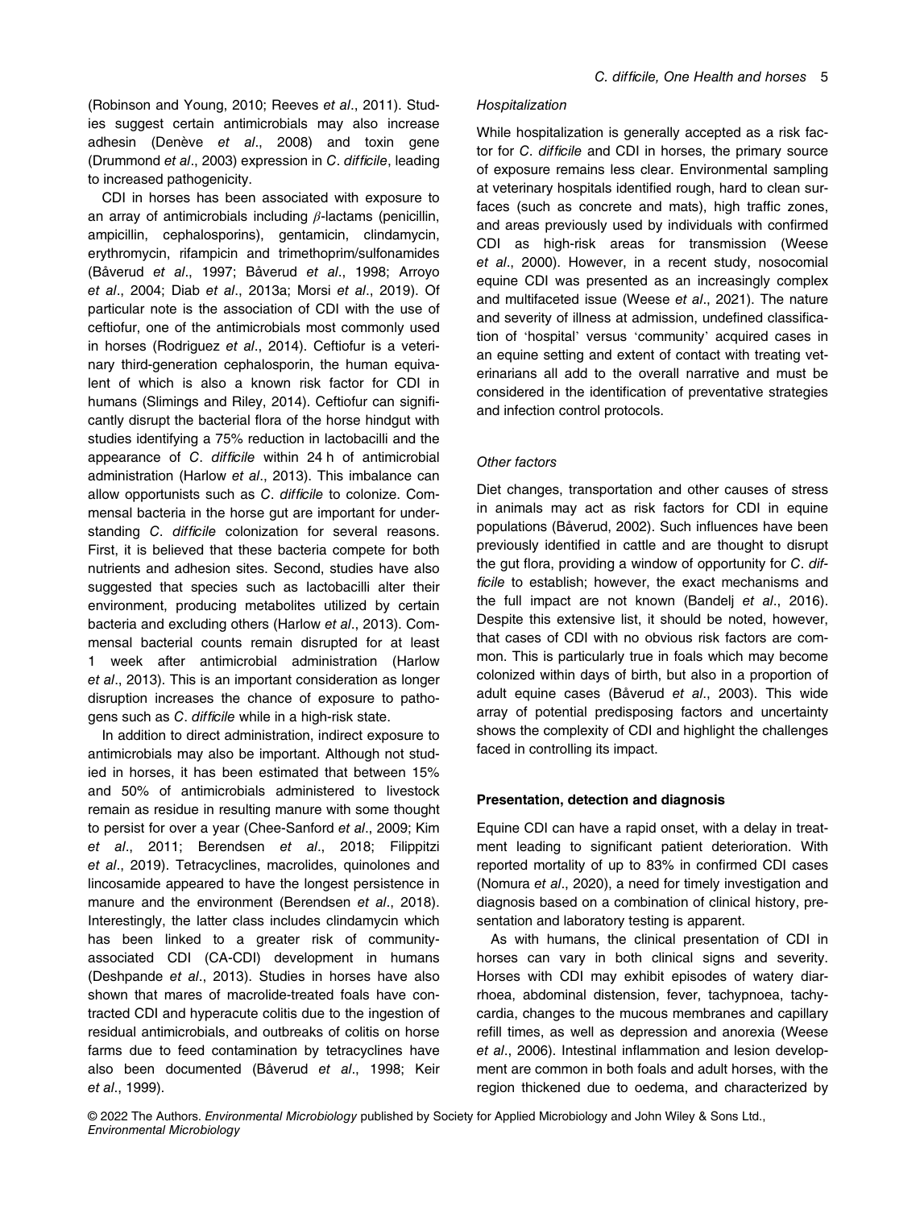(Robinson and Young, 2010; Reeves *et al*., 2011). Studies suggest certain antimicrobials may also increase adhesin (Denève *et al*., 2008) and toxin gene (Drummond *et al*., 2003) expression in *C. difficile*, leading to increased pathogenicity.

CDI in horses has been associated with exposure to an array of antimicrobials including $\beta$-lactams (penicillin, ampicillin, cephalosporins), gentamicin, clindamycin, erythromycin, rifampicin and trimethoprim/sulfonamides (Båverud *et al*., 1997; Båverud *et al*., 1998; Arroyo *et al*., 2004; Diab *et al*., 2013a; Morsi *et al*., 2019). Of particular note is the association of CDI with the use of ceftiofur, one of the antimicrobials most commonly used in horses (Rodriguez *et al*., 2014). Ceftiofur is a veterinary third-generation cephalosporin, the human equivalent of which is also a known risk factor for CDI in humans (Slimings and Riley, 2014). Ceftiofur can significantly disrupt the bacterial flora of the horse hindgut with studies identifying a 75% reduction in lactobacilli and the appearance of *C. difficile* within 24 h of antimicrobial administration (Harlow *et al*., 2013). This imbalance can allow opportunists such as *C. difficile* to colonize. Commensal bacteria in the horse gut are important for understanding *C. difficile* colonization for several reasons. First, it is believed that these bacteria compete for both nutrients and adhesion sites. Second, studies have also suggested that species such as lactobacilli alter their environment, producing metabolites utilized by certain bacteria and excluding others (Harlow *et al*., 2013). Commensal bacterial counts remain disrupted for at least 1 week after antimicrobial administration (Harlow *et al*., 2013). This is an important consideration as longer disruption increases the chance of exposure to pathogens such as *C. difficile* while in a high-risk state.

In addition to direct administration, indirect exposure to antimicrobials may also be important. Although not studied in horses, it has been estimated that between 15% and 50% of antimicrobials administered to livestock remain as residue in resulting manure with some thought to persist for over a year (Chee-Sanford *et al*., 2009; Kim *et al*., 2011; Berendsen *et al*., 2018; Filippitzi *et al*., 2019). Tetracyclines, macrolides, quinolones and lincosamide appeared to have the longest persistence in manure and the environment (Berendsen *et al*., 2018). Interestingly, the latter class includes clindamycin which has been linked to a greater risk of community-associated CDI (CA-CDI) development in humans (Deshpande *et al*., 2013). Studies in horses have also shown that mares of macrolide-treated foals have contracted CDI and hyperacute colitis due to the ingestion of residual antimicrobials, and outbreaks of colitis on horse farms due to feed contamination by tetracyclines have also been documented (Båverud *et al*., 1998; Keir *et al*., 1999).

*Hospitalization*

While hospitalization is generally accepted as a risk factor for *C. difficile* and CDI in horses, the primary source of exposure remains less clear. Environmental sampling at veterinary hospitals identified rough, hard to clean surfaces (such as concrete and mats), high traffic zones, and areas previously used by individuals with confirmed CDI as high-risk areas for transmission (Weese *et al*., 2000). However, in a recent study, nosocomial equine CDI was presented as an increasingly complex and multifaceted issue (Weese *et al*., 2021). The nature and severity of illness at admission, undefined classification of 'hospital' versus 'community' acquired cases in an equine setting and extent of contact with treating veterinarians all add to the overall narrative and must be considered in the identification of preventative strategies and infection control protocols.

*Other factors*

Diet changes, transportation and other causes of stress in animals may act as risk factors for CDI in equine populations (Båverud, 2002). Such influences have been previously identified in cattle and are thought to disrupt the gut flora, providing a window of opportunity for *C. difficile* to establish; however, the exact mechanisms and the full impact are not known (Bandelj *et al*., 2016). Despite this extensive list, it should be noted, however, that cases of CDI with no obvious risk factors are common. This is particularly true in foals which may become colonized within days of birth, but also in a proportion of adult equine cases (Båverud *et al*., 2003). This wide array of potential predisposing factors and uncertainty shows the complexity of CDI and highlight the challenges faced in controlling its impact.

**Presentation, detection and diagnosis**

Equine CDI can have a rapid onset, with a delay in treatment leading to significant patient deterioration. With reported mortality of up to 83% in confirmed CDI cases (Nomura *et al*., 2020), a need for timely investigation and diagnosis based on a combination of clinical history, presentation and laboratory testing is apparent.

As with humans, the clinical presentation of CDI in horses can vary in both clinical signs and severity. Horses with CDI may exhibit episodes of watery diarrhoea, abdominal distension, fever, tachypnoea, tachycardia, changes to the mucous membranes and capillary refill times, as well as depression and anorexia (Weese *et al*., 2006). Intestinal inflammation and lesion development are common in both foals and adult horses, with the region thickened due to oedema, and characterized by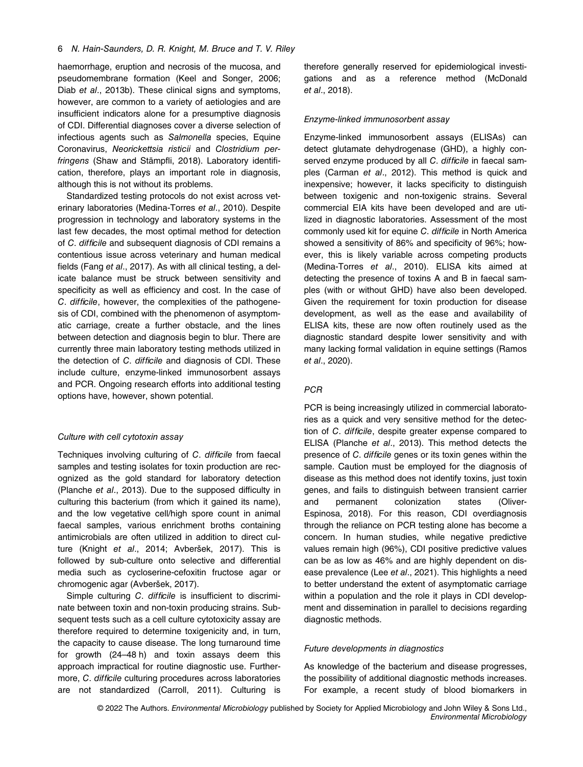haemorrhage, eruption and necrosis of the mucosa, and pseudomembrane formation (Keel and Songer, 2006; Diab *et al*., 2013b). These clinical signs and symptoms, however, are common to a variety of aetiologies and are insufficient indicators alone for a presumptive diagnosis of CDI. Differential diagnoses cover a diverse selection of infectious agents such as *Salmonella* species, Equine Coronavirus, *Neorickettsia risticii* and *Clostridium perfringens* (Shaw and Stämpfli, 2018). Laboratory identification, therefore, plays an important role in diagnosis, although this is not without its problems.

Standardized testing protocols do not exist across veterinary laboratories (Medina-Torres *et al*., 2010). Despite progression in technology and laboratory systems in the last few decades, the most optimal method for detection of *C. difficile* and subsequent diagnosis of CDI remains a contentious issue across veterinary and human medical fields (Fang *et al*., 2017). As with all clinical testing, a delicate balance must be struck between sensitivity and specificity as well as efficiency and cost. In the case of *C. difficile*, however, the complexities of the pathogenesis of CDI, combined with the phenomenon of asymptomatic carriage, create a further obstacle, and the lines between detection and diagnosis begin to blur. There are currently three main laboratory testing methods utilized in the detection of *C. difficile* and diagnosis of CDI. These include culture, enzyme-linked immunosorbent assays and PCR. Ongoing research efforts into additional testing options have, however, shown potential.

#### *Culture with cell cytotoxin assay*

Techniques involving culturing of *C. difficile* from faecal samples and testing isolates for toxin production are recognized as the gold standard for laboratory detection (Planche *et al*., 2013). Due to the supposed difficulty in culturing this bacterium (from which it gained its name), and the low vegetative cell/high spore count in animal faecal samples, various enrichment broths containing antimicrobials are often utilized in addition to direct culture (Knight *et al*., 2014; Avberšek, 2017). This is followed by sub-culture onto selective and differential media such as cycloserine-cefoxitin fructose agar or chromogenic agar (Avberšek, 2017).

Simple culturing *C. difficile* is insufficient to discriminate between toxin and non-toxin producing strains. Subsequent tests such as a cell culture cytotoxicity assay are therefore required to determine toxigenicity and, in turn, the capacity to cause disease. The long turnaround time for growth (24–48 h) and toxin assays deem this approach impractical for routine diagnostic use. Furthermore, *C. difficile* culturing procedures across laboratories are not standardized (Carroll, 2011). Culturing is therefore generally reserved for epidemiological investigations and as a reference method (McDonald *et al*., 2018).

#### *Enzyme-linked immunosorbent assay*

Enzyme-linked immunosorbent assays (ELISAs) can detect glutamate dehydrogenase (GHD), a highly conserved enzyme produced by all *C. difficile* in faecal samples (Carman *et al*., 2012). This method is quick and inexpensive; however, it lacks specificity to distinguish between toxigenic and non-toxigenic strains. Several commercial EIA kits have been developed and are utilized in diagnostic laboratories. Assessment of the most commonly used kit for equine *C. difficile* in North America showed a sensitivity of 86% and specificity of 96%; however, this is likely variable across competing products (Medina-Torres *et al*., 2010). ELISA kits aimed at detecting the presence of toxins A and B in faecal samples (with or without GHD) have also been developed. Given the requirement for toxin production for disease development, as well as the ease and availability of ELISA kits, these are now often routinely used as the diagnostic standard despite lower sensitivity and with many lacking formal validation in equine settings (Ramos *et al*., 2020).

#### *PCR*

PCR is being increasingly utilized in commercial laboratories as a quick and very sensitive method for the detection of *C. difficile*, despite greater expense compared to ELISA (Planche *et al*., 2013). This method detects the presence of *C. difficile* genes or its toxin genes within the sample. Caution must be employed for the diagnosis of disease as this method does not identify toxins, just toxin genes, and fails to distinguish between transient carrier and permanent colonization states (Oliver-Espinosa, 2018). For this reason, CDI overdiagnosis through the reliance on PCR testing alone has become a concern. In human studies, while negative predictive values remain high (96%), CDI positive predictive values can be as low as 46% and are highly dependent on disease prevalence (Lee *et al*., 2021). This highlights a need to better understand the extent of asymptomatic carriage within a population and the role it plays in CDI development and dissemination in parallel to decisions regarding diagnostic methods.

#### *Future developments in diagnostics*

As knowledge of the bacterium and disease progresses, the possibility of additional diagnostic methods increases. For example, a recent study of blood biomarkers in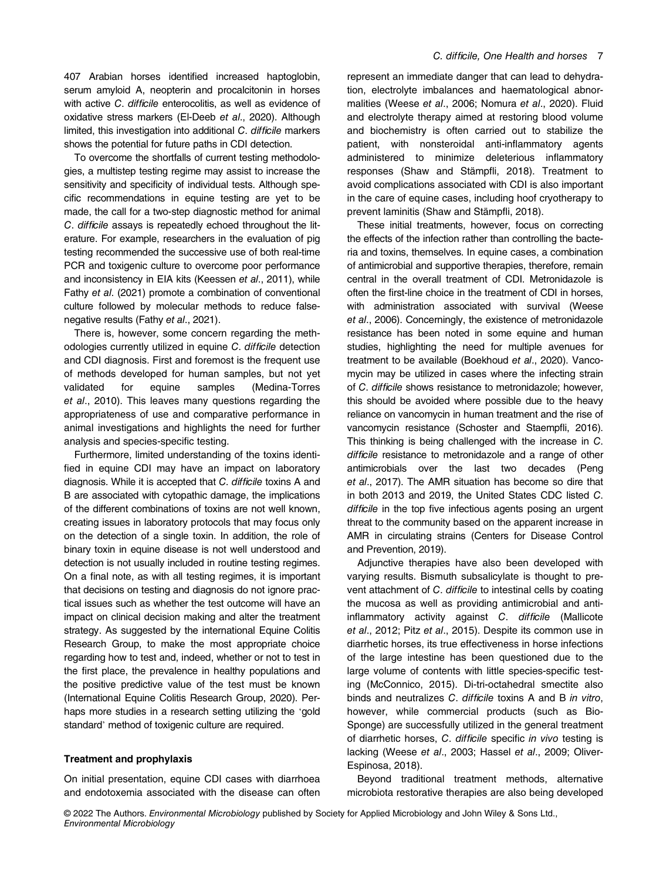407 Arabian horses identified increased haptoglobin, serum amyloid A, neopterin and procalcitonin in horses with active *C. difficile* enterocolitis, as well as evidence of oxidative stress markers (El-Deeb *et al*., 2020). Although limited, this investigation into additional *C. difficile* markers shows the potential for future paths in CDI detection.

To overcome the shortfalls of current testing methodologies, a multistep testing regime may assist to increase the sensitivity and specificity of individual tests. Although specific recommendations in equine testing are yet to be made, the call for a two-step diagnostic method for animal *C. difficile* assays is repeatedly echoed throughout the literature. For example, researchers in the evaluation of pig testing recommended the successive use of both real-time PCR and toxigenic culture to overcome poor performance and inconsistency in EIA kits (Keessen *et al*., 2011), while Fathy *et al*. (2021) promote a combination of conventional culture followed by molecular methods to reduce false-negative results (Fathy *et al*., 2021).

There is, however, some concern regarding the methodologies currently utilized in equine *C. difficile* detection and CDI diagnosis. First and foremost is the frequent use of methods developed for human samples, but not yet validated for equine samples (Medina-Torres *et al*., 2010). This leaves many questions regarding the appropriateness of use and comparative performance in animal investigations and highlights the need for further analysis and species-specific testing.

Furthermore, limited understanding of the toxins identified in equine CDI may have an impact on laboratory diagnosis. While it is accepted that *C. difficile* toxins A and B are associated with cytopathic damage, the implications of the different combinations of toxins are not well known, creating issues in laboratory protocols that may focus only on the detection of a single toxin. In addition, the role of binary toxin in equine disease is not well understood and detection is not usually included in routine testing regimes. On a final note, as with all testing regimes, it is important that decisions on testing and diagnosis do not ignore practical issues such as whether the test outcome will have an impact on clinical decision making and alter the treatment strategy. As suggested by the international Equine Colitis Research Group, to make the most appropriate choice regarding how to test and, indeed, whether or not to test in the first place, the prevalence in healthy populations and the positive predictive value of the test must be known (International Equine Colitis Research Group, 2020). Perhaps more studies in a research setting utilizing the 'gold standard' method of toxigenic culture are required.

### Treatment and prophylaxis

On initial presentation, equine CDI cases with diarrhoea and endotoxemia associated with the disease can often represent an immediate danger that can lead to dehydration, electrolyte imbalances and haematological abnormalities (Weese *et al*., 2006; Nomura *et al*., 2020). Fluid and electrolyte therapy aimed at restoring blood volume and biochemistry is often carried out to stabilize the patient, with nonsteroidal anti-inflammatory agents administered to minimize deleterious inflammatory responses (Shaw and Stämpfli, 2018). Treatment to avoid complications associated with CDI is also important in the care of equine cases, including hoof cryotherapy to prevent laminitis (Shaw and Stämpfli, 2018).

These initial treatments, however, focus on correcting the effects of the infection rather than controlling the bacteria and toxins, themselves. In equine cases, a combination of antimicrobial and supportive therapies, therefore, remain central in the overall treatment of CDI. Metronidazole is often the first-line choice in the treatment of CDI in horses, with administration associated with survival (Weese *et al*., 2006). Concerningly, the existence of metronidazole resistance has been noted in some equine and human studies, highlighting the need for multiple avenues for treatment to be available (Boekhoud *et al*., 2020). Vancomycin may be utilized in cases where the infecting strain of *C. difficile* shows resistance to metronidazole; however, this should be avoided where possible due to the heavy reliance on vancomycin in human treatment and the rise of vancomycin resistance (Schoster and Staempfli, 2016). This thinking is being challenged with the increase in *C. difficile* resistance to metronidazole and a range of other antimicrobials over the last two decades (Peng *et al*., 2017). The AMR situation has become so dire that in both 2013 and 2019, the United States CDC listed *C. difficile* in the top five infectious agents posing an urgent threat to the community based on the apparent increase in AMR in circulating strains (Centers for Disease Control and Prevention, 2019).

Adjunctive therapies have also been developed with varying results. Bismuth subsalicylate is thought to prevent attachment of *C. difficile* to intestinal cells by coating the mucosa as well as providing antimicrobial and anti-inflammatory activity against *C. difficile* (Mallicote *et al*., 2012; Pitz *et al*., 2015). Despite its common use in diarrhetic horses, its true effectiveness in horse infections of the large intestine has been questioned due to the large volume of contents with little species-specific testing (McConnico, 2015). Di-tri-octahedral smectite also binds and neutralizes *C. difficile* toxins A and B *in vitro*, however, while commercial products (such as Bio-Sponge) are successfully utilized in the general treatment of diarrhetic horses, *C. difficile* specific *in vivo* testing is lacking (Weese *et al*., 2003; Hassel *et al*., 2009; Oliver-Espinosa, 2018).

Beyond traditional treatment methods, alternative microbiota restorative therapies are also being developed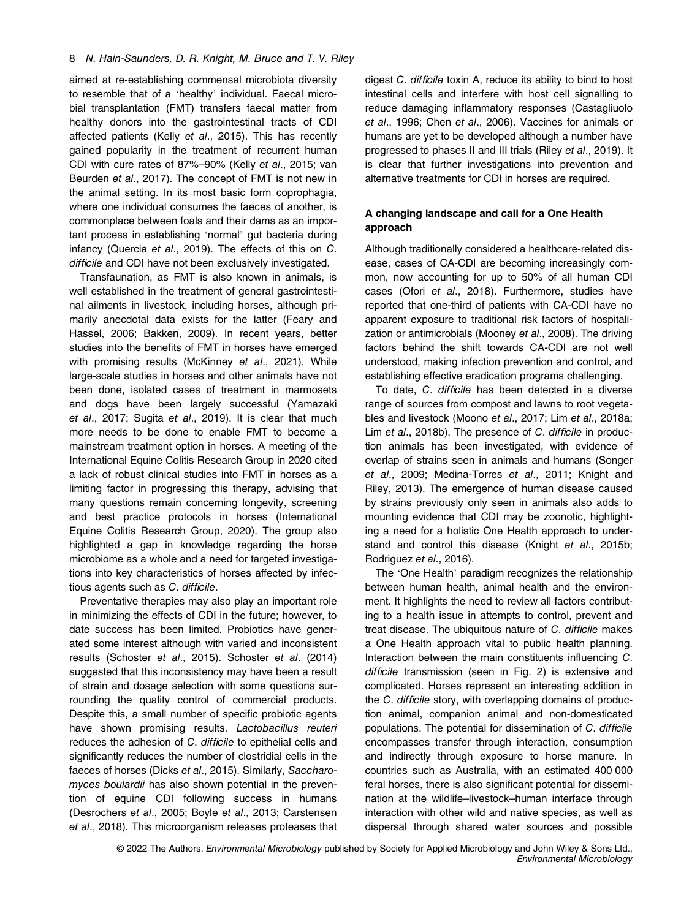aimed at re-establishing commensal microbiota diversity to resemble that of a 'healthy' individual. Faecal microbial transplantation (FMT) transfers faecal matter from healthy donors into the gastrointestinal tracts of CDI affected patients (Kelly *et al*., 2015). This has recently gained popularity in the treatment of recurrent human CDI with cure rates of 87%–90% (Kelly *et al*., 2015; van Beurden *et al*., 2017). The concept of FMT is not new in the animal setting. In its most basic form coprophagia, where one individual consumes the faeces of another, is commonplace between foals and their dams as an important process in establishing 'normal' gut bacteria during infancy (Quercia *et al*., 2019). The effects of this on *C. difficile* and CDI have not been exclusively investigated.

Transfaunation, as FMT is also known in animals, is well established in the treatment of general gastrointestinal ailments in livestock, including horses, although primarily anecdotal data exists for the latter (Feary and Hassel, 2006; Bakken, 2009). In recent years, better studies into the benefits of FMT in horses have emerged with promising results (McKinney *et al*., 2021). While large-scale studies in horses and other animals have not been done, isolated cases of treatment in marmosets and dogs have been largely successful (Yamazaki *et al*., 2017; Sugita *et al*., 2019). It is clear that much more needs to be done to enable FMT to become a mainstream treatment option in horses. A meeting of the International Equine Colitis Research Group in 2020 cited a lack of robust clinical studies into FMT in horses as a limiting factor in progressing this therapy, advising that many questions remain concerning longevity, screening and best practice protocols in horses (International Equine Colitis Research Group, 2020). The group also highlighted a gap in knowledge regarding the horse microbiome as a whole and a need for targeted investigations into key characteristics of horses affected by infectious agents such as *C. difficile*.

Preventative therapies may also play an important role in minimizing the effects of CDI in the future; however, to date success has been limited. Probiotics have generated some interest although with varied and inconsistent results (Schoster *et al*., 2015). Schoster *et al*. (2014) suggested that this inconsistency may have been a result of strain and dosage selection with some questions surrounding the quality control of commercial products. Despite this, a small number of specific probiotic agents have shown promising results. *Lactobacillus reuteri* reduces the adhesion of *C. difficile* to epithelial cells and significantly reduces the number of clostridial cells in the faeces of horses (Dicks *et al*., 2015). Similarly, *Saccharomyces boulardii* has also shown potential in the prevention of equine CDI following success in humans (Desrochers *et al*., 2005; Boyle *et al*., 2013; Carstensen *et al*., 2018). This microorganism releases proteases that digest *C. difficile* toxin A, reduce its ability to bind to host intestinal cells and interfere with host cell signalling to reduce damaging inflammatory responses (Castagliuolo *et al*., 1996; Chen *et al*., 2006). Vaccines for animals or humans are yet to be developed although a number have progressed to phases II and III trials (Riley *et al*., 2019). It is clear that further investigations into prevention and alternative treatments for CDI in horses are required.

## A changing landscape and call for a One Health approach

Although traditionally considered a healthcare-related disease, cases of CA-CDI are becoming increasingly common, now accounting for up to 50% of all human CDI cases (Ofori *et al*., 2018). Furthermore, studies have reported that one-third of patients with CA-CDI have no apparent exposure to traditional risk factors of hospitalization or antimicrobials (Mooney *et al*., 2008). The driving factors behind the shift towards CA-CDI are not well understood, making infection prevention and control, and establishing effective eradication programs challenging.

To date, *C. difficile* has been detected in a diverse range of sources from compost and lawns to root vegetables and livestock (Moono *et al*., 2017; Lim *et al*., 2018a; Lim *et al*., 2018b). The presence of *C. difficile* in production animals has been investigated, with evidence of overlap of strains seen in animals and humans (Songer *et al*., 2009; Medina-Torres *et al*., 2011; Knight and Riley, 2013). The emergence of human disease caused by strains previously only seen in animals also adds to mounting evidence that CDI may be zoonotic, highlighting a need for a holistic One Health approach to understand and control this disease (Knight *et al*., 2015b; Rodriguez *et al*., 2016).

The 'One Health' paradigm recognizes the relationship between human health, animal health and the environment. It highlights the need to review all factors contributing to a health issue in attempts to control, prevent and treat disease. The ubiquitous nature of *C. difficile* makes a One Health approach vital to public health planning. Interaction between the main constituents influencing *C. difficile* transmission (seen in Fig. 2) is extensive and complicated. Horses represent an interesting addition in the *C. difficile* story, with overlapping domains of production animal, companion animal and non-domesticated populations. The potential for dissemination of *C. difficile* encompasses transfer through interaction, consumption and indirectly through exposure to horse manure. In countries such as Australia, with an estimated 400 000 feral horses, there is also significant potential for dissemination at the wildlife–livestock–human interface through interaction with other wild and native species, as well as dispersal through shared water sources and possible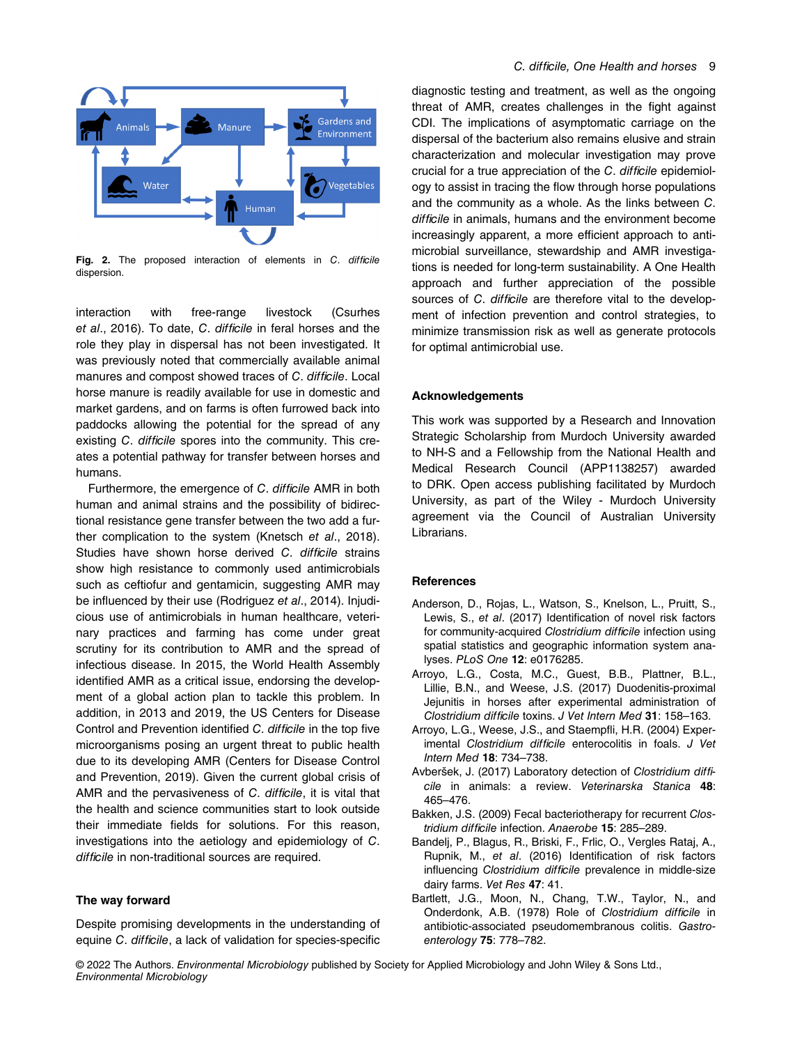Fig. 2. The proposed interaction of elements in *C. difficile* dispersion.

interaction with free-range livestock (Csurhes *et al*., 2016). To date, *C. difficile* in feral horses and the role they play in dispersal has not been investigated. It was previously noted that commercially available animal manures and compost showed traces of *C. difficile*. Local horse manure is readily available for use in domestic and market gardens, and on farms is often furrowed back into paddocks allowing the potential for the spread of any existing *C. difficile* spores into the community. This creates a potential pathway for transfer between horses and humans.

Furthermore, the emergence of *C. difficile* AMR in both human and animal strains and the possibility of bidirectional resistance gene transfer between the two add a further complication to the system (Knetsch *et al*., 2018). Studies have shown horse derived *C. difficile* strains show high resistance to commonly used antimicrobials such as ceftiofur and gentamicin, suggesting AMR may be influenced by their use (Rodriguez *et al*., 2014). Injudicious use of antimicrobials in human healthcare, veterinary practices and farming has come under great scrutiny for its contribution to AMR and the spread of infectious disease. In 2015, the World Health Assembly identified AMR as a critical issue, endorsing the development of a global action plan to tackle this problem. In addition, in 2013 and 2019, the US Centers for Disease Control and Prevention identified *C. difficile* in the top five microorganisms posing an urgent threat to public health due to its developing AMR (Centers for Disease Control and Prevention, 2019). Given the current global crisis of AMR and the pervasiveness of *C. difficile*, it is vital that the health and science communities start to look outside their immediate fields for solutions. For this reason, investigations into the aetiology and epidemiology of *C. difficile* in non-traditional sources are required.

## The way forward

Despite promising developments in the understanding of equine *C. difficile*, a lack of validation for species-specific diagnostic testing and treatment, as well as the ongoing threat of AMR, creates challenges in the fight against CDI. The implications of asymptomatic carriage on the dispersal of the bacterium also remains elusive and strain characterization and molecular investigation may prove crucial for a true appreciation of the *C. difficile* epidemiology to assist in tracing the flow through horse populations and the community as a whole. As the links between *C. difficile* in animals, humans and the environment become increasingly apparent, a more efficient approach to antimicrobial surveillance, stewardship and AMR investigations is needed for long-term sustainability. A One Health approach and further appreciation of the possible sources of *C. difficile* are therefore vital to the development of infection prevention and control strategies, to minimize transmission risk as well as generate protocols for optimal antimicrobial use.

## Acknowledgements

This work was supported by a Research and Innovation Strategic Scholarship from Murdoch University awarded to NH-S and a Fellowship from the National Health and Medical Research Council (APP1138257) awarded to DRK. Open access publishing facilitated by Murdoch University, as part of the Wiley - Murdoch University agreement via the Council of Australian University Librarians.

## References

Anderson, D., Rojas, L., Watson, S., Knelson, L., Pruitt, S., Lewis, S., *et al*. (2017) Identification of novel risk factors for community-acquired *Clostridium difficile* infection using spatial statistics and geographic information system analyses. *PLoS One* **12**: e0176285.

Arroyo, L.G., Costa, M.C., Guest, B.B., Plattner, B.L., Lillie, B.N., and Weese, J.S. (2017) Duodenitis-proximal Jejunitis in horses after experimental administration of *Clostridium difficile* toxins. *J Vet Intern Med* **31**: 158–163.

Arroyo, L.G., Weese, J.S., and Staempfli, H.R. (2004) Experimental *Clostridium difficile* enterocolitis in foals. *J Vet Intern Med* **18**: 734–738.

Avberšek, J. (2017) Laboratory detection of *Clostridium difficile* in animals: a review. *Veterinarska Stanica* **48**: 465–476.

Bakken, J.S. (2009) Fecal bacteriotherapy for recurrent *Clostridium difficile* infection. *Anaerobe* **15**: 285–289.

Bandelj, P., Blagus, R., Briski, F., Frlic, O., Vergles Rataj, A., Rupnik, M., *et al*. (2016) Identification of risk factors influencing *Clostridium difficile* prevalence in middle-size dairy farms. *Vet Res* **47**: 41.

Bartlett, J.G., Moon, N., Chang, T.W., Taylor, N., and Onderdonk, A.B. (1978) Role of *Clostridium difficile* in antibiotic-associated pseudomembranous colitis. *Gastroenterology* **75**: 778–782.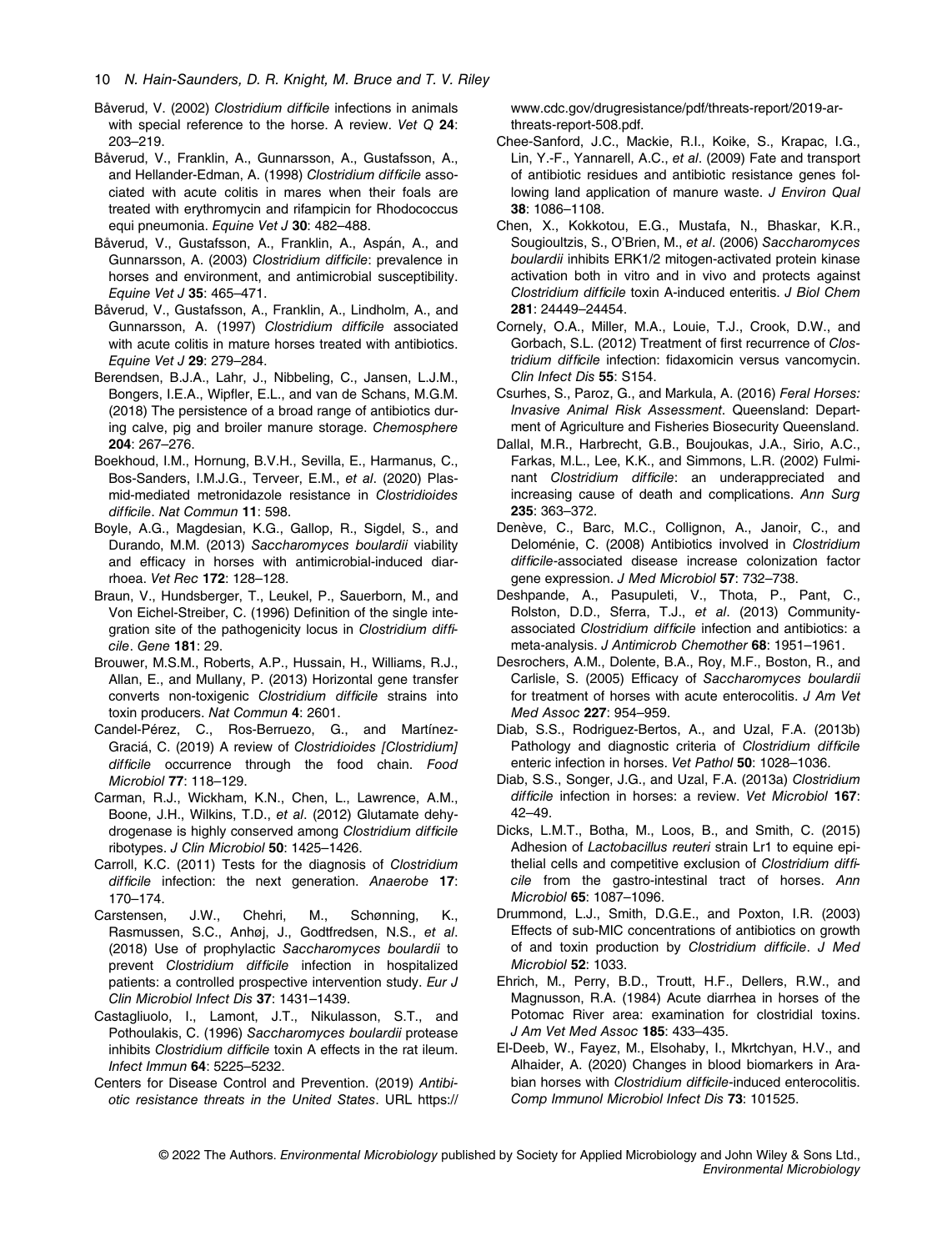Båverud, V. (2002) *Clostridium difficile* infections in animals with special reference to the horse. A review. *Vet Q* **24**: 203–219.

Båverud, V., Franklin, A., Gunnarsson, A., Gustafsson, A., and Hellander-Edman, A. (1998) *Clostridium difficile* associated with acute colitis in mares when their foals are treated with erythromycin and rifampicin for Rhodococcus equi pneumonia. *Equine Vet J* **30**: 482–488.

Båverud, V., Gustafsson, A., Franklin, A., Aspán, A., and Gunnarsson, A. (2003) *Clostridium difficile*: prevalence in horses and environment, and antimicrobial susceptibility. *Equine Vet J* **35**: 465–471.

Båverud, V., Gustafsson, A., Franklin, A., Lindholm, A., and Gunnarsson, A. (1997) *Clostridium difficile* associated with acute colitis in mature horses treated with antibiotics. *Equine Vet J* **29**: 279–284.

Berendsen, B.J.A., Lahr, J., Nibbeling, C., Jansen, L.J.M., Bongers, I.E.A., Wipfler, E.L., and van de Schans, M.G.M. (2018) The persistence of a broad range of antibiotics during calve, pig and broiler manure storage. *Chemosphere* **204**: 267–276.

Boekhoud, I.M., Hornung, B.V.H., Sevilla, E., Harmanus, C., Bos-Sanders, I.M.J.G., Terveer, E.M., *et al*. (2020) Plasmid-mediated metronidazole resistance in *Clostridioides difficile*. *Nat Commun* **11**: 598.

Boyle, A.G., Magdesian, K.G., Gallop, R., Sigdel, S., and Durando, M.M. (2013) *Saccharomyces boulardii* viability and efficacy in horses with antimicrobial-induced diarrhoea. *Vet Rec* **172**: 128–128.

Braun, V., Hundsberger, T., Leukel, P., Sauerborn, M., and Von Eichel-Streiber, C. (1996) Definition of the single integration site of the pathogenicity locus in *Clostridium difficile*. *Gene* **181**: 29.

Brouwer, M.S.M., Roberts, A.P., Hussain, H., Williams, R.J., Allan, E., and Mullany, P. (2013) Horizontal gene transfer converts non-toxigenic *Clostridium difficile* strains into toxin producers. *Nat Commun* **4**: 2601.

Candel-Pérez, C., Ros-Berruezo, G., and Martínez-Graciá, C. (2019) A review of *Clostridioides [Clostridium] difficile* occurrence through the food chain. *Food Microbiol* **77**: 118–129.

Carman, R.J., Wickham, K.N., Chen, L., Lawrence, A.M., Boone, J.H., Wilkins, T.D., *et al*. (2012) Glutamate dehydrogenase is highly conserved among *Clostridium difficile* ribotypes. *J Clin Microbiol* **50**: 1425–1426.

Carroll, K.C. (2011) Tests for the diagnosis of *Clostridium difficile* infection: the next generation. *Anaerobe* **17**: 170–174.

Carstensen, J.W., Chehri, M., Schønning, K., Rasmussen, S.C., Anhøj, J., Godtfredsen, N.S., *et al*. (2018) Use of prophylactic *Saccharomyces boulardii* to prevent *Clostridium difficile* infection in hospitalized patients: a controlled prospective intervention study. *Eur J Clin Microbiol Infect Dis* **37**: 1431–1439.

Castagliuolo, I., Lamont, J.T., Nikulasson, S.T., and Pothoulakis, C. (1996) *Saccharomyces boulardii* protease inhibits *Clostridium difficile* toxin A effects in the rat ileum. *Infect Immun* **64**: 5225–5232.

Centers for Disease Control and Prevention. (2019) *Antibiotic resistance threats in the United States*. URL https://www.cdc.gov/drugresistance/pdf/threats-report/2019-ar-threats-report-508.pdf.

Chee-Sanford, J.C., Mackie, R.I., Koike, S., Krapac, I.G., Lin, Y.-F., Yannarell, A.C., *et al*. (2009) Fate and transport of antibiotic residues and antibiotic resistance genes following land application of manure waste. *J Environ Qual* **38**: 1086–1108.

Chen, X., Kokkotou, E.G., Mustafa, N., Bhaskar, K.R., Sougioultzis, S., O'Brien, M., *et al*. (2006) *Saccharomyces boulardii* inhibits ERK1/2 mitogen-activated protein kinase activation both in vitro and in vivo and protects against *Clostridium difficile* toxin A-induced enteritis. *J Biol Chem* **281**: 24449–24454.

Cornely, O.A., Miller, M.A., Louie, T.J., Crook, D.W., and Gorbach, S.L. (2012) Treatment of first recurrence of *Clostridium difficile* infection: fidaxomicin versus vancomycin. *Clin Infect Dis* **55**: S154.

Csurhes, S., Paroz, G., and Markula, A. (2016) *Feral Horses: Invasive Animal Risk Assessment*. Queensland: Department of Agriculture and Fisheries Biosecurity Queensland.

Dallal, M.R., Harbrecht, G.B., Boujoukas, J.A., Sirio, A.C., Farkas, M.L., Lee, K.K., and Simmons, L.R. (2002) Fulminant *Clostridium difficile*: an underappreciated and increasing cause of death and complications. *Ann Surg* **235**: 363–372.

Denève, C., Barc, M.C., Collignon, A., Janoir, C., and Deloménie, C. (2008) Antibiotics involved in *Clostridium difficile*-associated disease increase colonization factor gene expression. *J Med Microbiol* **57**: 732–738.

Deshpande, A., Pasupuleti, V., Thota, P., Pant, C., Rolston, D.D., Sferra, T.J., *et al*. (2013) Community-associated *Clostridium difficile* infection and antibiotics: a meta-analysis. *J Antimicrob Chemother* **68**: 1951–1961.

Desrochers, A.M., Dolente, B.A., Roy, M.F., Boston, R., and Carlisle, S. (2005) Efficacy of *Saccharomyces boulardii* for treatment of horses with acute enterocolitis. *J Am Vet Med Assoc* **227**: 954–959.

Diab, S.S., Rodriguez-Bertos, A., and Uzal, F.A. (2013b) Pathology and diagnostic criteria of *Clostridium difficile* enteric infection in horses. *Vet Pathol* **50**: 1028–1036.

Diab, S.S., Songer, J.G., and Uzal, F.A. (2013a) *Clostridium difficile* infection in horses: a review. *Vet Microbiol* **167**: 42–49.

Dicks, L.M.T., Botha, M., Loos, B., and Smith, C. (2015) Adhesion of *Lactobacillus reuteri* strain Lr1 to equine epithelial cells and competitive exclusion of *Clostridium difficile* from the gastro-intestinal tract of horses. *Ann Microbiol* **65**: 1087–1096.

Drummond, L.J., Smith, D.G.E., and Poxton, I.R. (2003) Effects of sub-MIC concentrations of antibiotics on growth of and toxin production by *Clostridium difficile*. *J Med Microbiol* **52**: 1033.

Ehrich, M., Perry, B.D., Troutt, H.F., Dellers, R.W., and Magnusson, R.A. (1984) Acute diarrhea in horses of the Potomac River area: examination for clostridial toxins. *J Am Vet Med Assoc* **185**: 433–435.

El-Deeb, W., Fayez, M., Elsohaby, I., Mkrtchyan, H.V., and Alhaider, A. (2020) Changes in blood biomarkers in Arabian horses with *Clostridium difficile*-induced enterocolitis. *Comp Immunol Microbiol Infect Dis* **73**: 101525.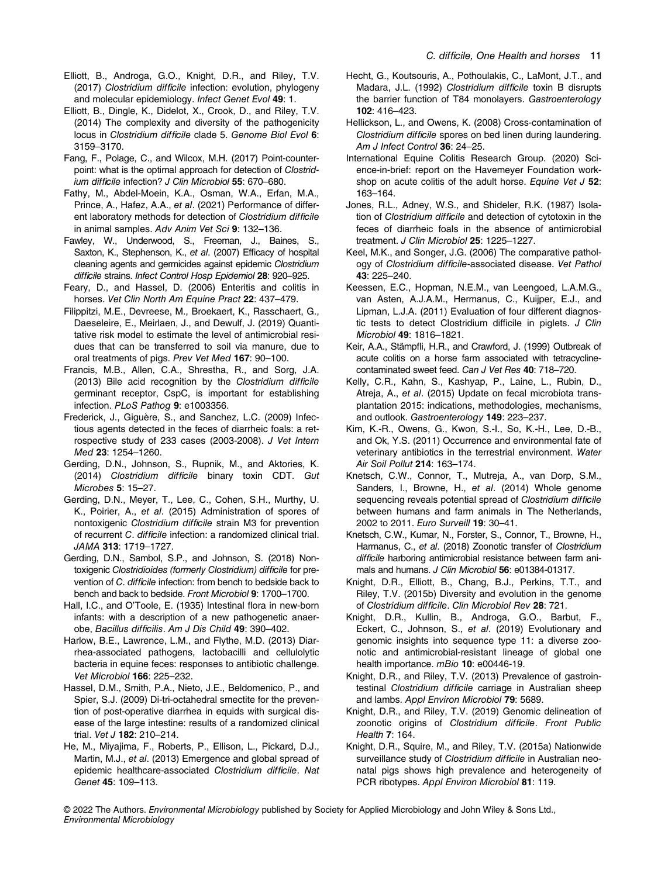Elliott, B., Androga, G.O., Knight, D.R., and Riley, T.V. (2017) *Clostridium difficile* infection: evolution, phylogeny and molecular epidemiology. *Infect Genet Evol* **49**: 1.

Elliott, B., Dingle, K., Didelot, X., Crook, D., and Riley, T.V. (2014) The complexity and diversity of the pathogenicity locus in *Clostridium difficile* clade 5. *Genome Biol Evol* **6**: 3159–3170.

Fang, F., Polage, C., and Wilcox, M.H. (2017) Point-counterpoint: what is the optimal approach for detection of *Clostridium difficile* infection? *J Clin Microbiol* **55**: 670–680.

Fathy, M., Abdel-Moein, K.A., Osman, W.A., Erfan, M.A., Prince, A., Hafez, A.A., *et al*. (2021) Performance of different laboratory methods for detection of *Clostridium difficile* in animal samples. *Adv Anim Vet Sci* **9**: 132–136.

Fawley, W., Underwood, S., Freeman, J., Baines, S., Saxton, K., Stephenson, K., *et al*. (2007) Efficacy of hospital cleaning agents and germicides against epidemic *Clostridium difficile* strains. *Infect Control Hosp Epidemiol* **28**: 920–925.

Feary, D., and Hassel, D. (2006) Enteritis and colitis in horses. *Vet Clin North Am Equine Pract* **22**: 437–479.

Filippitzi, M.E., Devreese, M., Broekaert, K., Rasschaert, G., Daeseleire, E., Meirlaen, J., and Dewulf, J. (2019) Quantitative risk model to estimate the level of antimicrobial residues that can be transferred to soil via manure, due to oral treatments of pigs. *Prev Vet Med* **167**: 90–100.

Francis, M.B., Allen, C.A., Shrestha, R., and Sorg, J.A. (2013) Bile acid recognition by the *Clostridium difficile* germinant receptor, CspC, is important for establishing infection. *PLoS Pathog* **9**: e1003356.

Frederick, J., Giguère, S., and Sanchez, L.C. (2009) Infectious agents detected in the feces of diarrheic foals: a retrospective study of 233 cases (2003-2008). *J Vet Intern Med* **23**: 1254–1260.

Gerding, D.N., Johnson, S., Rupnik, M., and Aktories, K. (2014) *Clostridium difficile* binary toxin CDT. *Gut Microbes* **5**: 15–27.

Gerding, D.N., Meyer, T., Lee, C., Cohen, S.H., Murthy, U. K., Poirier, A., *et al*. (2015) Administration of spores of nontoxigenic *Clostridium difficile* strain M3 for prevention of recurrent *C. difficile* infection: a randomized clinical trial. *JAMA* **313**: 1719–1727.

Gerding, D.N., Sambol, S.P., and Johnson, S. (2018) Non-toxigenic *Clostridioides (formerly Clostridium) difficile* for prevention of *C. difficile* infection: from bench to bedside back to bench and back to bedside. *Front Microbiol* **9**: 1700–1700.

Hall, I.C., and O'Toole, E. (1935) Intestinal flora in new-born infants: with a description of a new pathogenetic anaerobe, *Bacillus difficilis*. *Am J Dis Child* **49**: 390–402.

Harlow, B.E., Lawrence, L.M., and Flythe, M.D. (2013) Diarrhea-associated pathogens, lactobacilli and cellulolytic bacteria in equine feces: responses to antibiotic challenge. *Vet Microbiol* **166**: 225–232.

Hassel, D.M., Smith, P.A., Nieto, J.E., Beldomenico, P., and Spier, S.J. (2009) Di-tri-octahedral smectite for the prevention of post-operative diarrhea in equids with surgical disease of the large intestine: results of a randomized clinical trial. *Vet J* **182**: 210–214.

He, M., Miyajima, F., Roberts, P., Ellison, L., Pickard, D.J., Martin, M.J., *et al*. (2013) Emergence and global spread of epidemic healthcare-associated *Clostridium difficile*. *Nat Genet* **45**: 109–113.

Hecht, G., Koutsouris, A., Pothoulakis, C., LaMont, J.T., and Madara, J.L. (1992) *Clostridium difficile* toxin B disrupts the barrier function of T84 monolayers. *Gastroenterology* **102**: 416–423.

Hellickson, L., and Owens, K. (2008) Cross-contamination of *Clostridium difficile* spores on bed linen during laundering. *Am J Infect Control* **36**: 24–25.

International Equine Colitis Research Group. (2020) Science-in-brief: report on the Havemeyer Foundation workshop on acute colitis of the adult horse. *Equine Vet J* **52**: 163–164.

Jones, R.L., Adney, W.S., and Shideler, R.K. (1987) Isolation of *Clostridium difficile* and detection of cytotoxin in the feces of diarrheic foals in the absence of antimicrobial treatment. *J Clin Microbiol* **25**: 1225–1227.

Keel, M.K., and Songer, J.G. (2006) The comparative pathology of *Clostridium difficile*-associated disease. *Vet Pathol* **43**: 225–240.

Keessen, E.C., Hopman, N.E.M., van Leengoed, L.A.M.G., van Asten, A.J.A.M., Hermanus, C., Kuijper, E.J., and Lipman, L.J.A. (2011) Evaluation of four different diagnostic tests to detect Clostridium difficile in piglets. *J Clin Microbiol* **49**: 1816–1821.

Keir, A.A., Stämpfli, H.R., and Crawford, J. (1999) Outbreak of acute colitis on a horse farm associated with tetracycline-contaminated sweet feed. *Can J Vet Res* **40**: 718–720.

Kelly, C.R., Kahn, S., Kashyap, P., Laine, L., Rubin, D., Atreja, A., *et al*. (2015) Update on fecal microbiota transplantation 2015: indications, methodologies, mechanisms, and outlook. *Gastroenterology* **149**: 223–237.

Kim, K.-R., Owens, G., Kwon, S.-I., So, K.-H., Lee, D.-B., and Ok, Y.S. (2011) Occurrence and environmental fate of veterinary antibiotics in the terrestrial environment. *Water Air Soil Pollut* **214**: 163–174.

Knetsch, C.W., Connor, T., Mutreja, A., van Dorp, S.M., Sanders, I., Browne, H., *et al*. (2014) Whole genome sequencing reveals potential spread of *Clostridium difficile* between humans and farm animals in The Netherlands, 2002 to 2011. *Euro Surveill* **19**: 30–41.

Knetsch, C.W., Kumar, N., Forster, S., Connor, T., Browne, H., Harmanus, C., *et al*. (2018) Zoonotic transfer of *Clostridium difficile* harboring antimicrobial resistance between farm animals and humans. *J Clin Microbiol* **56**: e01384-01317.

Knight, D.R., Elliott, B., Chang, B.J., Perkins, T.T., and Riley, T.V. (2015b) Diversity and evolution in the genome of *Clostridium difficile*. *Clin Microbiol Rev* **28**: 721.

Knight, D.R., Kullin, B., Androga, G.O., Barbut, F., Eckert, C., Johnson, S., *et al*. (2019) Evolutionary and genomic insights into sequence type 11: a diverse zoonotic and antimicrobial-resistant lineage of global one health importance. *mBio* **10**: e00446-19.

Knight, D.R., and Riley, T.V. (2013) Prevalence of gastrointestinal *Clostridium difficile* carriage in Australian sheep and lambs. *Appl Environ Microbiol* **79**: 5689.

Knight, D.R., and Riley, T.V. (2019) Genomic delineation of zoonotic origins of *Clostridium difficile*. *Front Public Health* **7**: 164.

Knight, D.R., Squire, M., and Riley, T.V. (2015a) Nationwide surveillance study of *Clostridium difficile* in Australian neonatal pigs shows high prevalence and heterogeneity of PCR ribotypes. *Appl Environ Microbiol* **81**: 119.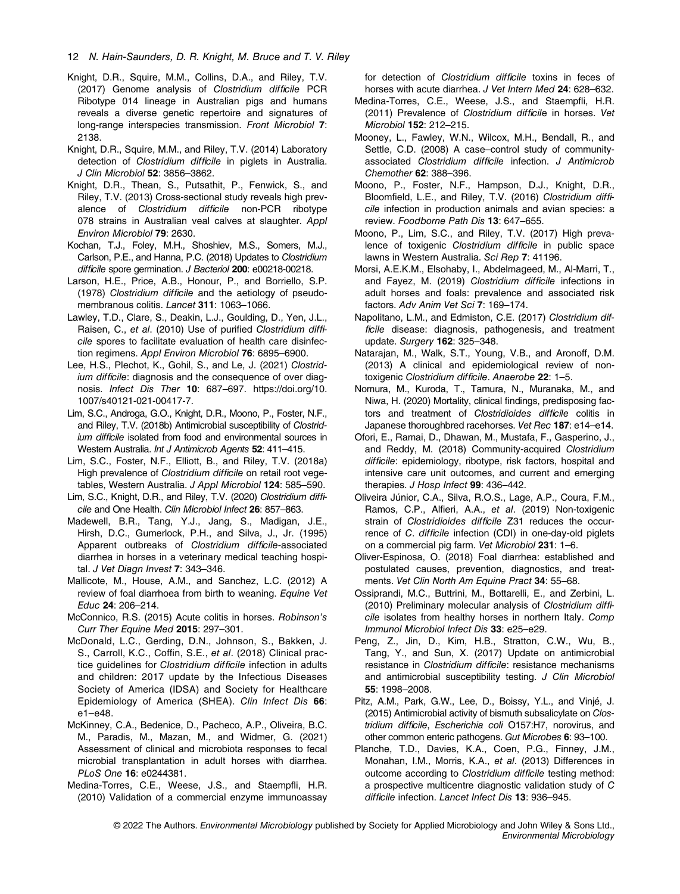Knight, D.R., Squire, M.M., Collins, D.A., and Riley, T.V. (2017) Genome analysis of *Clostridium difficile* PCR Ribotype 014 lineage in Australian pigs and humans reveals a diverse genetic repertoire and signatures of long-range interspecies transmission. *Front Microbiol* **7**: 2138.

Knight, D.R., Squire, M.M., and Riley, T.V. (2014) Laboratory detection of *Clostridium difficile* in piglets in Australia. *J Clin Microbiol* **52**: 3856–3862.

Knight, D.R., Thean, S., Putsathit, P., Fenwick, S., and Riley, T.V. (2013) Cross-sectional study reveals high prevalence of *Clostridium difficile* non-PCR ribotype 078 strains in Australian veal calves at slaughter. *Appl Environ Microbiol* **79**: 2630.

Kochan, T.J., Foley, M.H., Shoshiev, M.S., Somers, M.J., Carlson, P.E., and Hanna, P.C. (2018) Updates to *Clostridium difficile* spore germination. *J Bacteriol* **200**: e00218-00218.

Larson, H.E., Price, A.B., Honour, P., and Borriello, S.P. (1978) *Clostridium difficile* and the aetiology of pseudomembranous colitis. *Lancet* **311**: 1063–1066.

Lawley, T.D., Clare, S., Deakin, L.J., Goulding, D., Yen, J.L., Raisen, C., *et al*. (2010) Use of purified *Clostridium difficile* spores to facilitate evaluation of health care disinfection regimens. *Appl Environ Microbiol* **76**: 6895–6900.

Lee, H.S., Plechot, K., Gohil, S., and Le, J. (2021) *Clostridium difficile*: diagnosis and the consequence of over diagnosis. *Infect Dis Ther* **10**: 687–697. https://doi.org/10.1007/s40121-021-00417-7.

Lim, S.C., Androga, G.O., Knight, D.R., Moono, P., Foster, N.F., and Riley, T.V. (2018b) Antimicrobial susceptibility of *Clostridium difficile* isolated from food and environmental sources in Western Australia. *Int J Antimicrob Agents* **52**: 411–415.

Lim, S.C., Foster, N.F., Elliott, B., and Riley, T.V. (2018a) High prevalence of *Clostridium difficile* on retail root vegetables, Western Australia. *J Appl Microbiol* **124**: 585–590.

Lim, S.C., Knight, D.R., and Riley, T.V. (2020) *Clostridium difficile* and One Health. *Clin Microbiol Infect* **26**: 857–863.

Madewell, B.R., Tang, Y.J., Jang, S., Madigan, J.E., Hirsh, D.C., Gumerlock, P.H., and Silva, J., Jr. (1995) Apparent outbreaks of *Clostridium difficile*-associated diarrhea in horses in a veterinary medical teaching hospital. *J Vet Diagn Invest* **7**: 343–346.

Mallicote, M., House, A.M., and Sanchez, L.C. (2012) A review of foal diarrhoea from birth to weaning. *Equine Vet Educ* **24**: 206–214.

McConnico, R.S. (2015) Acute colitis in horses. *Robinson's Curr Ther Equine Med* **2015**: 297–301.

McDonald, L.C., Gerding, D.N., Johnson, S., Bakken, J. S., Carroll, K.C., Coffin, S.E., *et al*. (2018) Clinical practice guidelines for *Clostridium difficile* infection in adults and children: 2017 update by the Infectious Diseases Society of America (IDSA) and Society for Healthcare Epidemiology of America (SHEA). *Clin Infect Dis* **66**: e1–e48.

McKinney, C.A., Bedenice, D., Pacheco, A.P., Oliveira, B.C. M., Paradis, M., Mazan, M., and Widmer, G. (2021) Assessment of clinical and microbiota responses to fecal microbial transplantation in adult horses with diarrhea. *PLoS One* **16**: e0244381.

Medina-Torres, C.E., Weese, J.S., and Staempfli, H.R. (2010) Validation of a commercial enzyme immunoassay for detection of *Clostridium difficile* toxins in feces of horses with acute diarrhea. *J Vet Intern Med* **24**: 628–632.

Medina-Torres, C.E., Weese, J.S., and Staempfli, H.R. (2011) Prevalence of *Clostridium difficile* in horses. *Vet Microbiol* **152**: 212–215.

Mooney, L., Fawley, W.N., Wilcox, M.H., Bendall, R., and Settle, C.D. (2008) A case–control study of community-associated *Clostridium difficile* infection. *J Antimicrob Chemother* **62**: 388–396.

Moono, P., Foster, N.F., Hampson, D.J., Knight, D.R., Bloomfield, L.E., and Riley, T.V. (2016) *Clostridium difficile* infection in production animals and avian species: a review. *Foodborne Path Dis* **13**: 647–655.

Moono, P., Lim, S.C., and Riley, T.V. (2017) High prevalence of toxigenic *Clostridium difficile* in public space lawns in Western Australia. *Sci Rep* **7**: 41196.

Morsi, A.E.K.M., Elsohaby, I., Abdelmageed, M., Al-Marri, T., and Fayez, M. (2019) *Clostridium difficile* infections in adult horses and foals: prevalence and associated risk factors. *Adv Anim Vet Sci* **7**: 169–174.

Napolitano, L.M., and Edmiston, C.E. (2017) *Clostridium difficile* disease: diagnosis, pathogenesis, and treatment update. *Surgery* **162**: 325–348.

Natarajan, M., Walk, S.T., Young, V.B., and Aronoff, D.M. (2013) A clinical and epidemiological review of non-toxigenic *Clostridium difficile*. *Anaerobe* **22**: 1–5.

Nomura, M., Kuroda, T., Tamura, N., Muranaka, M., and Niwa, H. (2020) Mortality, clinical findings, predisposing factors and treatment of *Clostridioides difficile* colitis in Japanese thoroughbred racehorses. *Vet Rec* **187**: e14–e14.

Ofori, E., Ramai, D., Dhawan, M., Mustafa, F., Gasperino, J., and Reddy, M. (2018) Community-acquired *Clostridium difficile*: epidemiology, ribotype, risk factors, hospital and intensive care unit outcomes, and current and emerging therapies. *J Hosp Infect* **99**: 436–442.

Oliveira Júnior, C.A., Silva, R.O.S., Lage, A.P., Coura, F.M., Ramos, C.P., Alfieri, A.A., *et al*. (2019) Non-toxigenic strain of *Clostridioides difficile* Z31 reduces the occurrence of *C. difficile* infection (CDI) in one-day-old piglets on a commercial pig farm. *Vet Microbiol* **231**: 1–6.

Oliver-Espinosa, O. (2018) Foal diarrhea: established and postulated causes, prevention, diagnostics, and treatments. *Vet Clin North Am Equine Pract* **34**: 55–68.

Ossiprandi, M.C., Buttrini, M., Bottarelli, E., and Zerbini, L. (2010) Preliminary molecular analysis of *Clostridium difficile* isolates from healthy horses in northern Italy. *Comp Immunol Microbiol Infect Dis* **33**: e25–e29.

Peng, Z., Jin, D., Kim, H.B., Stratton, C.W., Wu, B., Tang, Y., and Sun, X. (2017) Update on antimicrobial resistance in *Clostridium difficile*: resistance mechanisms and antimicrobial susceptibility testing. *J Clin Microbiol* **55**: 1998–2008.

Pitz, A.M., Park, G.W., Lee, D., Boissy, Y.L., and Vinjé, J. (2015) Antimicrobial activity of bismuth subsalicylate on *Clostridium difficile*, *Escherichia coli* O157:H7, norovirus, and other common enteric pathogens. *Gut Microbes* **6**: 93–100.

Planche, T.D., Davies, K.A., Coen, P.G., Finney, J.M., Monahan, I.M., Morris, K.A., *et al*. (2013) Differences in outcome according to *Clostridium difficile* testing method: a prospective multicentre diagnostic validation study of *C difficile* infection. *Lancet Infect Dis* **13**: 936–945.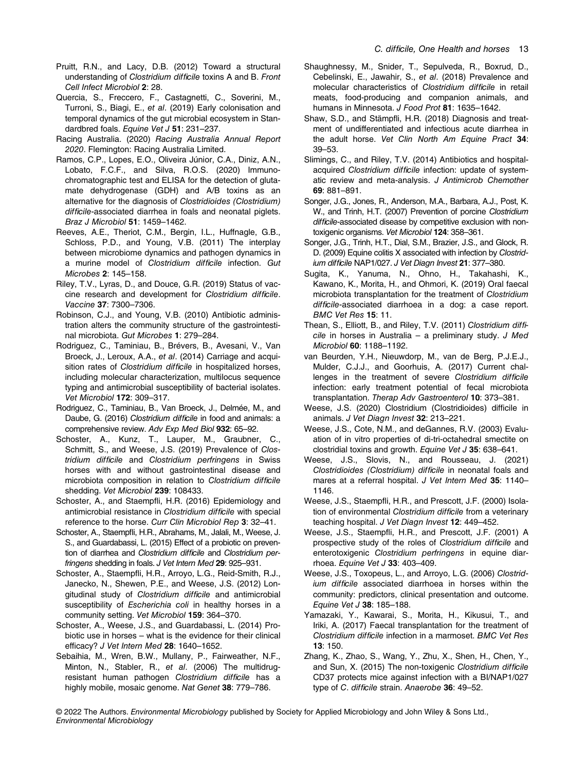Pruitt, R.N., and Lacy, D.B. (2012) Toward a structural understanding of *Clostridium difficile* toxins A and B. *Front Cell Infect Microbiol* **2**: 28.

Quercia, S., Freccero, F., Castagnetti, C., Soverini, M., Turroni, S., Biagi, E., *et al*. (2019) Early colonisation and temporal dynamics of the gut microbial ecosystem in Standardbred foals. *Equine Vet J* **51**: 231–237.

Racing Australia. (2020) *Racing Australia Annual Report 2020*. Flemington: Racing Australia Limited.

Ramos, C.P., Lopes, E.O., Oliveira Júnior, C.A., Diniz, A.N., Lobato, F.C.F., and Silva, R.O.S. (2020) Immunochromatographic test and ELISA for the detection of glutamate dehydrogenase (GDH) and A/B toxins as an alternative for the diagnosis of *Clostridioides (Clostridium) difficile*-associated diarrhea in foals and neonatal piglets. *Braz J Microbiol* **51**: 1459–1462.

Reeves, A.E., Theriot, C.M., Bergin, I.L., Huffnagle, G.B., Schloss, P.D., and Young, V.B. (2011) The interplay between microbiome dynamics and pathogen dynamics in a murine model of *Clostridium difficile* infection. *Gut Microbes* **2**: 145–158.

Riley, T.V., Lyras, D., and Douce, G.R. (2019) Status of vaccine research and development for *Clostridium difficile*. *Vaccine* **37**: 7300–7306.

Robinson, C.J., and Young, V.B. (2010) Antibiotic administration alters the community structure of the gastrointestinal microbiota. *Gut Microbes* **1**: 279–284.

Rodriguez, C., Taminiau, B., Brévers, B., Avesani, V., Van Broeck, J., Leroux, A.A., *et al*. (2014) Carriage and acquisition rates of *Clostridium difficile* in hospitalized horses, including molecular characterization, multilocus sequence typing and antimicrobial susceptibility of bacterial isolates. *Vet Microbiol* **172**: 309–317.

Rodriguez, C., Taminiau, B., Van Broeck, J., Delmée, M., and Daube, G. (2016) *Clostridium difficile* in food and animals: a comprehensive review. *Adv Exp Med Biol* **932**: 65–92.

Schoster, A., Kunz, T., Lauper, M., Graubner, C., Schmitt, S., and Weese, J.S. (2019) Prevalence of *Clostridium difficile* and *Clostridium perfringens* in Swiss horses with and without gastrointestinal disease and microbiota composition in relation to *Clostridium difficile* shedding. *Vet Microbiol* **239**: 108433.

Schoster, A., and Staempfli, H.R. (2016) Epidemiology and antimicrobial resistance in *Clostridium difficile* with special reference to the horse. *Curr Clin Microbiol Rep* **3**: 32–41.

Schoster, A., Staempfli, H.R., Abrahams, M., Jalali, M., Weese, J.S., and Guardabassi, L. (2015) Effect of a probiotic on prevention of diarrhea and *Clostridium difficile* and *Clostridium perfringens* shedding in foals. *J Vet Intern Med* **29**: 925–931.

Schoster, A., Staempfli, H.R., Arroyo, L.G., Reid-Smith, R.J., Janecko, N., Shewen, P.E., and Weese, J.S. (2012) Longitudinal study of *Clostridium difficile* and antimicrobial susceptibility of *Escherichia coli* in healthy horses in a community setting. *Vet Microbiol* **159**: 364–370.

Schoster, A., Weese, J.S., and Guardabassi, L. (2014) Probiotic use in horses – what is the evidence for their clinical efficacy? *J Vet Intern Med* **28**: 1640–1652.

Sebaihia, M., Wren, B.W., Mullany, P., Fairweather, N.F., Minton, N., Stabler, R., *et al*. (2006) The multidrug-resistant human pathogen *Clostridium difficile* has a highly mobile, mosaic genome. *Nat Genet* **38**: 779–786.

Shaughnessy, M., Snider, T., Sepulveda, R., Boxrud, D., Cebelinski, E., Jawahir, S., *et al*. (2018) Prevalence and molecular characteristics of *Clostridium difficile* in retail meats, food-producing and companion animals, and humans in Minnesota. *J Food Prot* **81**: 1635–1642.

Shaw, S.D., and Stämpfli, H.R. (2018) Diagnosis and treatment of undifferentiated and infectious acute diarrhea in the adult horse. *Vet Clin North Am Equine Pract* **34**: 39–53.

Slimings, C., and Riley, T.V. (2014) Antibiotics and hospital-acquired *Clostridium difficile* infection: update of systematic review and meta-analysis. *J Antimicrob Chemother* **69**: 881–891.

Songer, J.G., Jones, R., Anderson, M.A., Barbara, A.J., Post, K.W., and Trinh, H.T. (2007) Prevention of porcine *Clostridium difficile*-associated disease by competitive exclusion with non-toxigenic organisms. *Vet Microbiol* **124**: 358–361.

Songer, J.G., Trinh, H.T., Dial, S.M., Brazier, J.S., and Glock, R.D. (2009) Equine colitis X associated with infection by *Clostridium difficile* NAP1/027. *J Vet Diagn Invest* **21**: 377–380.

Sugita, K., Yanuma, N., Ohno, H., Takahashi, K., Kawano, K., Morita, H., and Ohmori, K. (2019) Oral faecal microbiota transplantation for the treatment of *Clostridium difficile*-associated diarrhoea in a dog: a case report. *BMC Vet Res* **15**: 11.

Thean, S., Elliott, B., and Riley, T.V. (2011) *Clostridium difficile* in horses in Australia – a preliminary study. *J Med Microbiol* **60**: 1188–1192.

van Beurden, Y.H., Nieuwdorp, M., van de Berg, P.J.E.J., Mulder, C.J.J., and Goorhuis, A. (2017) Current challenges in the treatment of severe *Clostridium difficile* infection: early treatment potential of fecal microbiota transplantation. *Therap Adv Gastroenterol* **10**: 373–381.

Weese, J.S. (2020) Clostridium (Clostridioides) difficile in animals. *J Vet Diagn Invest* **32**: 213–221.

Weese, J.S., Cote, N.M., and deGannes, R.V. (2003) Evaluation of in vitro properties of di-tri-octahedral smectite on clostridial toxins and growth. *Equine Vet J* **35**: 638–641.

Weese, J.S., Slovis, N., and Rousseau, J. (2021) *Clostridioides (Clostridium) difficile* in neonatal foals and mares at a referral hospital. *J Vet Intern Med* **35**: 1140–1146.

Weese, J.S., Staempfli, H.R., and Prescott, J.F. (2000) Isolation of environmental *Clostridium difficile* from a veterinary teaching hospital. *J Vet Diagn Invest* **12**: 449–452.

Weese, J.S., Staempfli, H.R., and Prescott, J.F. (2001) A prospective study of the roles of *Clostridium difficile* and enterotoxigenic *Clostridium perfringens* in equine diarrhoea. *Equine Vet J* **33**: 403–409.

Weese, J.S., Toxopeus, L., and Arroyo, L.G. (2006) *Clostridium difficile* associated diarrhoea in horses within the community: predictors, clinical presentation and outcome. *Equine Vet J* **38**: 185–188.

Yamazaki, Y., Kawarai, S., Morita, H., Kikusui, T., and Iriki, A. (2017) Faecal transplantation for the treatment of *Clostridium difficile* infection in a marmoset. *BMC Vet Res* **13**: 150.

Zhang, K., Zhao, S., Wang, Y., Zhu, X., Shen, H., Chen, Y., and Sun, X. (2015) The non-toxigenic *Clostridium difficile* CD37 protects mice against infection with a BI/NAP1/027 type of *C. difficile* strain. *Anaerobe* **36**: 49–52.